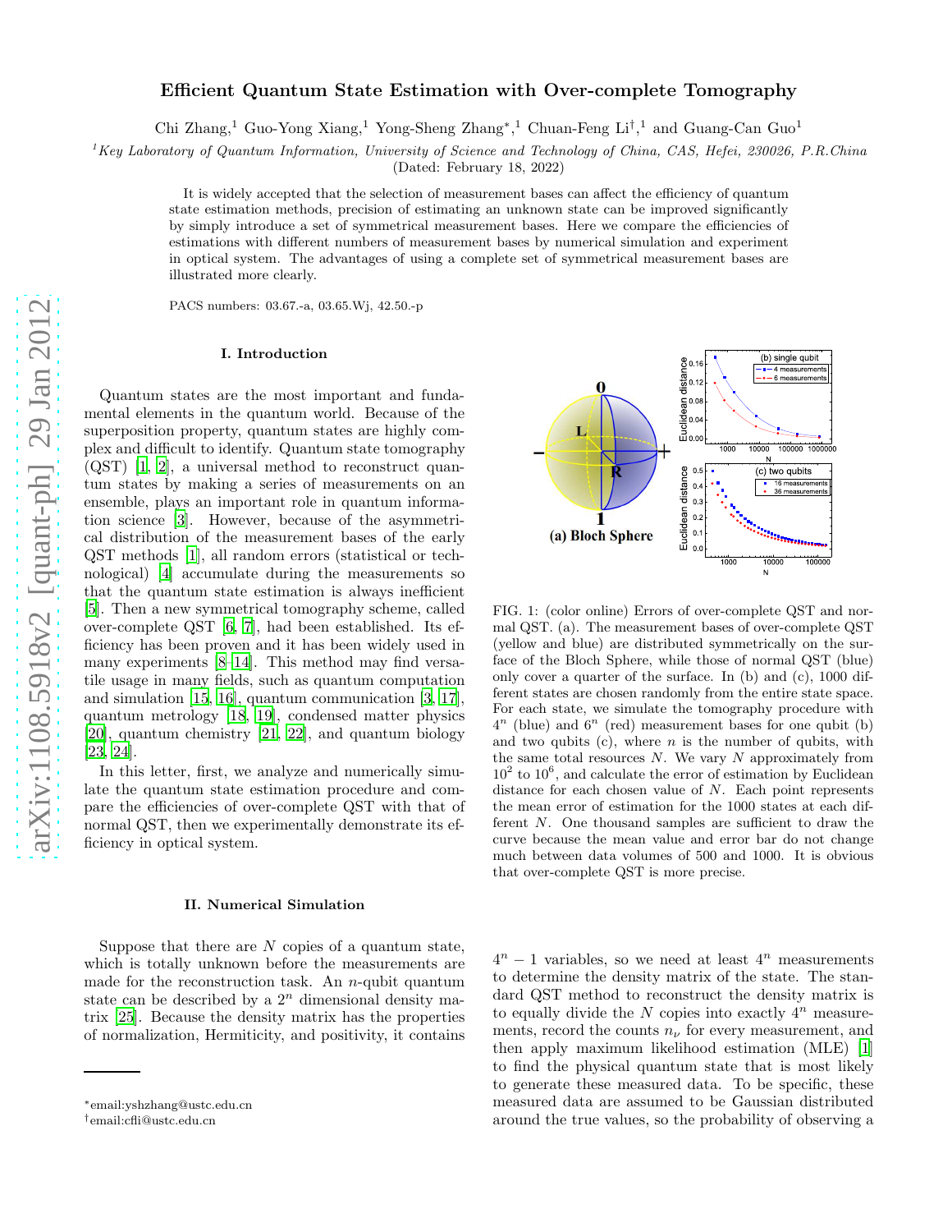# Efficient Quantum State Estimation with Over-complete Tomography

Chi Zhang,[1] Guo-Yong Xiang,[1] Yong-Sheng Zhang*,[1] Chuan-Feng Li†,[1] and Guang-Can Guo[1]

[1]Key Laboratory of Quantum Information, University of Science and Technology of China, CAS, Hefei, 230026, P.R.China

(Dated: February 18, 2022)

It is widely accepted that the selection of measurement bases can affect the efficiency of quantum state estimation methods, precision of estimating an unknown state can be improved significantly by simply introduce a set of symmetrical measurement bases. Here we compare the efficiencies of estimations with different numbers of measurement bases by numerical simulation and experiment in optical system. The advantages of using a complete set of symmetrical measurement bases are illustrated more clearly.

PACS numbers: 03.67.-a, 03.65.Wj, 42.50.-p

## I. Introduction

Quantum states are the most important and fundamental elements in the quantum world. Because of the superposition property, quantum states are highly complex and difficult to identify. Quantum state tomography (QST) [1, 2], a universal method to reconstruct quantum states by making a series of measurements on an ensemble, plays an important role in quantum information science [3]. However, because of the asymmetrical distribution of the measurement bases of the early QST methods [1], all random errors (statistical or technological) [4] accumulate during the measurements so that the quantum state estimation is always inefficient [5]. Then a new symmetrical tomography scheme, called over-complete QST [6, 7], had been established. Its efficiency has been proven and it has been widely used in many experiments [8–14]. This method may find versatile usage in many fields, such as quantum computation and simulation [15, 16], quantum communication [3, 17], quantum metrology [18, 19], condensed matter physics [20], quantum chemistry [21, 22], and quantum biology [23, 24].

In this letter, first, we analyze and numerically simulate the quantum state estimation procedure and compare the efficiencies of over-complete QST with that of normal QST, then we experimentally demonstrate its efficiency in optical system.

FIG. 1: (color online) Errors of over-complete QST and normal QST. (a). The measurement bases of over-complete QST (yellow and blue) are distributed symmetrically on the surface of the Bloch Sphere, while those of normal QST (blue) only cover a quarter of the surface. In (b) and (c), 1000 different states are chosen randomly from the entire state space. For each state, we simulate the tomography procedure with $4^n$ (blue) and $6^n$ (red) measurement bases for one qubit (b) and two qubits (c), where $n$ is the number of qubits, with the same total resources $N$. We vary $N$ approximately from $10^2$ to $10^6$, and calculate the error of estimation by Euclidean distance for each chosen value of $N$. Each point represents the mean error of estimation for the 1000 states at each different $N$. One thousand samples are sufficient to draw the curve because the mean value and error bar do not change much between data volumes of 500 and 1000. It is obvious that over-complete QST is more precise.

## II. Numerical Simulation

Suppose that there are $N$ copies of a quantum state, which is totally unknown before the measurements are made for the reconstruction task. An $n$-qubit quantum state can be described by a $2^n$ dimensional density matrix [25]. Because the density matrix has the properties of normalization, Hermiticity, and positivity, it contains $4^n - 1$ variables, so we need at least $4^n$ measurements to determine the density matrix of the state. The standard QST method to reconstruct the density matrix is to equally divide the $N$ copies into exactly $4^n$ measurements, record the counts $n_\nu$ for every measurement, and then apply maximum likelihood estimation (MLE) [1] to find the physical quantum state that is most likely to generate these measured data. To be specific, these measured data are assumed to be Gaussian distributed around the true values, so the probability of observing a

*email:yshzhang@ustc.edu.cn

†email:cfli@ustc.edu.cn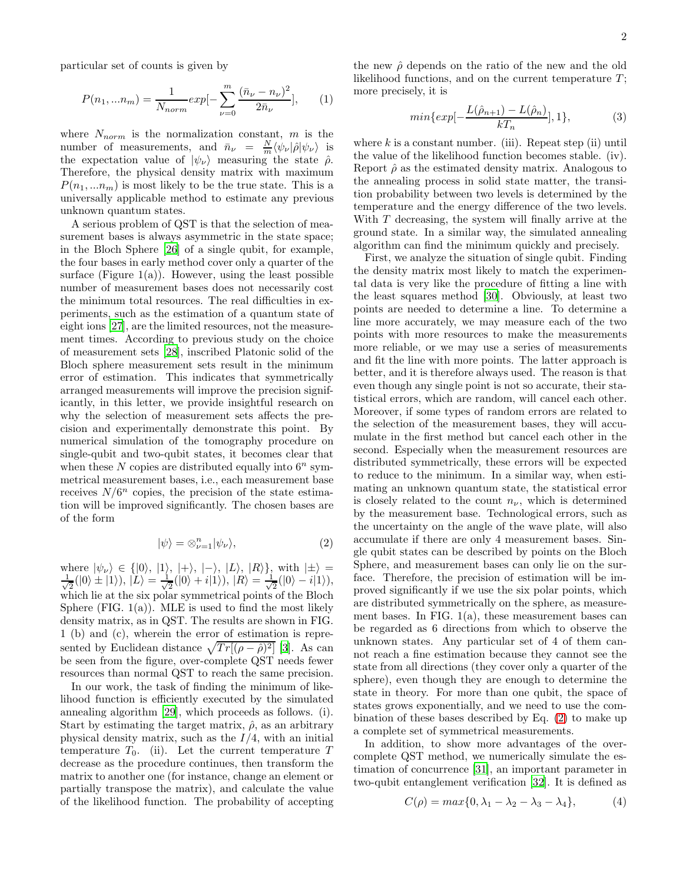particular set of counts is given by

$$P(n_1,...n_m) = \frac{1}{N_{norm}} exp[-\sum_{\nu=0}^{m} \frac{(\bar{n}_\nu - n_\nu)^2}{2\bar{n}_\nu}], \qquad (1)$$

where $N_{norm}$ is the normalization constant, $m$ is the number of measurements, and $\bar{n}_\nu = \frac{N}{m}\langle\psi_\nu|\hat{\rho}|\psi_\nu\rangle$ is the expectation value of $|\psi_\nu\rangle$ measuring the state $\hat{\rho}$. Therefore, the physical density matrix with maximum $P(n_1,...n_m)$ is most likely to be the true state. This is a universally applicable method to estimate any previous unknown quantum states.

A serious problem of QST is that the selection of measurement bases is always asymmetric in the state space; in the Bloch Sphere [26] of a single qubit, for example, the four bases in early method cover only a quarter of the surface (Figure 1(a)). However, using the least possible number of measurement bases does not necessarily cost the minimum total resources. The real difficulties in experiments, such as the estimation of a quantum state of eight ions [27], are the limited resources, not the measurement times. According to previous study on the choice of measurement sets [28], inscribed Platonic solid of the Bloch sphere measurement sets result in the minimum error of estimation. This indicates that symmetrically arranged measurements will improve the precision significantly, in this letter, we provide insightful research on why the selection of measurement sets affects the precision and experimentally demonstrate this point. By numerical simulation of the tomography procedure on single-qubit and two-qubit states, it becomes clear that when these $N$ copies are distributed equally into $6^n$ symmetrical measurement bases, i.e., each measurement base receives $N/6^n$ copies, the precision of the state estimation will be improved significantly. The chosen bases are of the form

$$|\psi\rangle = \otimes_{\nu=1}^{n}|\psi_\nu\rangle, \qquad (2)$$

where $|\psi_\nu\rangle \in \{|0\rangle,\ |1\rangle,\ |+\rangle,\ |-\rangle,\ |L\rangle,\ |R\rangle\}$, with $|\pm\rangle = \frac{1}{\sqrt{2}}(|0\rangle \pm |1\rangle)$, $|L\rangle = \frac{1}{\sqrt{2}}(|0\rangle + i|1\rangle)$, $|R\rangle = \frac{1}{\sqrt{2}}(|0\rangle - i|1\rangle)$, which lie at the six polar symmetrical points of the Bloch Sphere (FIG. 1(a)). MLE is used to find the most likely density matrix, as in QST. The results are shown in FIG. 1 (b) and (c), wherein the error of estimation is represented by Euclidean distance $\sqrt{Tr[(\rho - \hat{\rho})^2]}$ [3]. As can be seen from the figure, over-complete QST needs fewer resources than normal QST to reach the same precision.

In our work, the task of finding the minimum of likelihood function is efficiently executed by the simulated annealing algorithm [29], which proceeds as follows. (i). Start by estimating the target matrix, $\hat{\rho}$, as an arbitrary physical density matrix, such as the $I/4$, with an initial temperature $T_0$. (ii). Let the current temperature $T$ decrease as the procedure continues, then transform the matrix to another one (for instance, change an element or partially transpose the matrix), and calculate the value of the likelihood function. The probability of accepting the new $\hat{\rho}$ depends on the ratio of the new and the old likelihood functions, and on the current temperature $T$; more precisely, it is

$$min\{exp[-\frac{L(\hat{\rho}_{n+1}) - L(\hat{\rho}_n)}{kT_n}], 1\}, \qquad (3)$$

where $k$ is a constant number. (iii). Repeat step (ii) until the value of the likelihood function becomes stable. (iv). Report $\hat{\rho}$ as the estimated density matrix. Analogous to the annealing process in solid state matter, the transition probability between two levels is determined by the temperature and the energy difference of the two levels. With $T$ decreasing, the system will finally arrive at the ground state. In a similar way, the simulated annealing algorithm can find the minimum quickly and precisely.

First, we analyze the situation of single qubit. Finding the density matrix most likely to match the experimental data is very like the procedure of fitting a line with the least squares method [30]. Obviously, at least two points are needed to determine a line. To determine a line more accurately, we may measure each of the two points with more resources to make the measurements more reliable, or we may use a series of measurements and fit the line with more points. The latter approach is better, and it is therefore always used. The reason is that even though any single point is not so accurate, their statistical errors, which are random, will cancel each other. Moreover, if some types of random errors are related to the selection of the measurement bases, they will accumulate in the first method but cancel each other in the second. Especially when the measurement resources are distributed symmetrically, these errors will be expected to reduce to the minimum. In a similar way, when estimating an unknown quantum state, the statistical error is closely related to the count $n_\nu$, which is determined by the measurement base. Technological errors, such as the uncertainty on the angle of the wave plate, will also accumulate if there are only 4 measurement bases. Single qubit states can be described by points on the Bloch Sphere, and measurement bases can only lie on the surface. Therefore, the precision of estimation will be improved significantly if we use the six polar points, which are distributed symmetrically on the sphere, as measurement bases. In FIG. 1(a), these measurement bases can be regarded as 6 directions from which to observe the unknown states. Any particular set of 4 of them cannot reach a fine estimation because they cannot see the state from all directions (they cover only a quarter of the sphere), even though they are enough to determine the state in theory. For more than one qubit, the space of states grows exponentially, and we need to use the combination of these bases described by Eq. (2) to make up a complete set of symmetrical measurements.

In addition, to show more advantages of the over-complete QST method, we numerically simulate the estimation of concurrence [31], an important parameter in two-qubit entanglement verification [32]. It is defined as

$$C(\rho) = max\{0, \lambda_1 - \lambda_2 - \lambda_3 - \lambda_4\}, \qquad (4)$$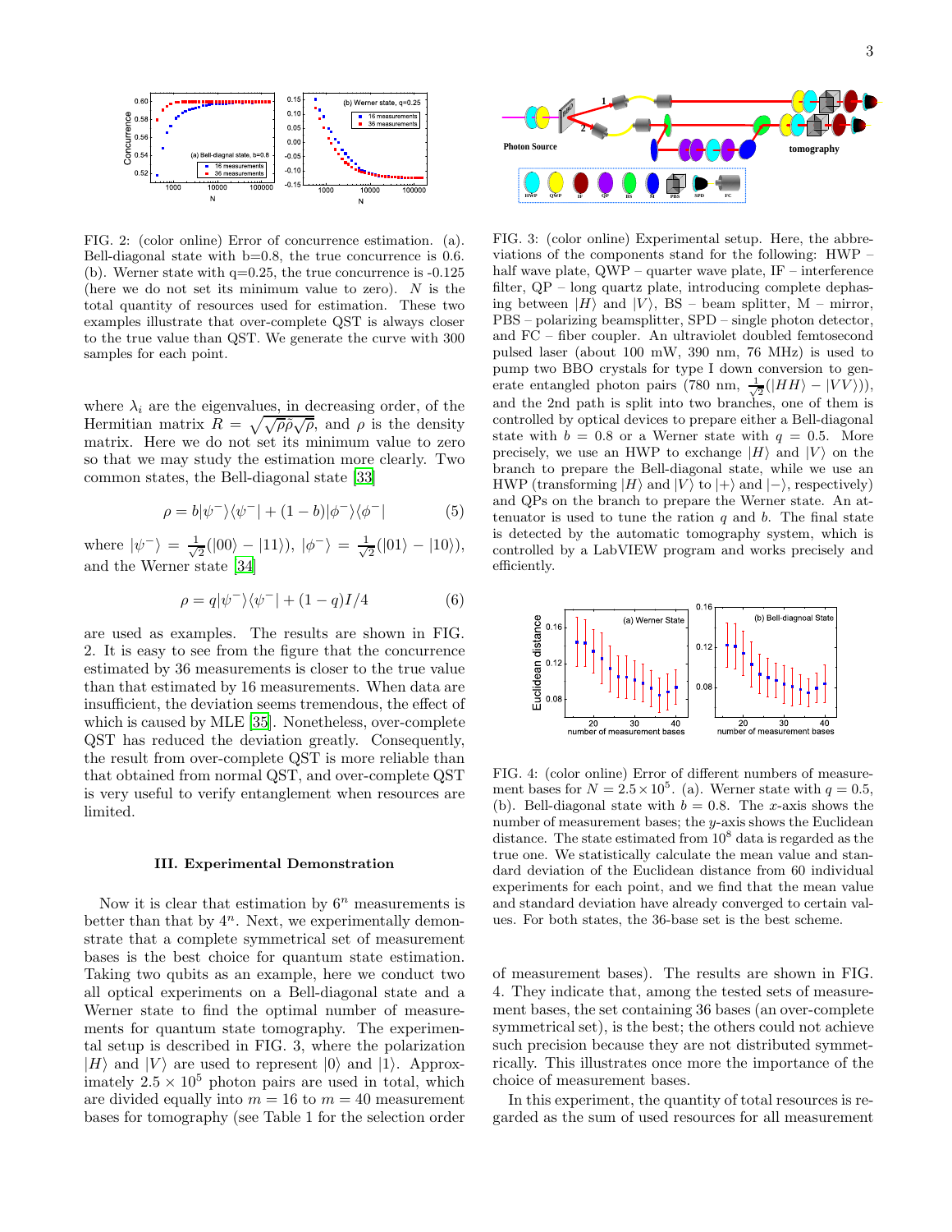FIG. 2: (color online) Error of concurrence estimation. (a). Bell-diagonal state with b=0.8, the true concurrence is 0.6. (b). Werner state with q=0.25, the true concurrence is -0.125 (here we do not set its minimum value to zero). $N$ is the total quantity of resources used for estimation. These two examples illustrate that over-complete QST is always closer to the true value than QST. We generate the curve with 300 samples for each point.

where $\lambda_i$ are the eigenvalues, in decreasing order, of the Hermitian matrix $R = \sqrt{\sqrt{\rho}\tilde{\rho}\sqrt{\rho}}$, and $\rho$ is the density matrix. Here we do not set its minimum value to zero so that we may study the estimation more clearly. Two common states, the Bell-diagonal state [33]

$$\rho = b|\psi^-\rangle\langle\psi^-| + (1-b)|\phi^-\rangle\langle\phi^-| \tag{5}$$

where $|\psi^-\rangle = \frac{1}{\sqrt{2}}(|00\rangle - |11\rangle)$, $|\phi^-\rangle = \frac{1}{\sqrt{2}}(|01\rangle - |10\rangle)$, and the Werner state [34]

$$\rho = q|\psi^-\rangle\langle\psi^-| + (1-q)I/4 \tag{6}$$

are used as examples. The results are shown in FIG. 2. It is easy to see from the figure that the concurrence estimated by 36 measurements is closer to the true value than that estimated by 16 measurements. When data are insufficient, the deviation seems tremendous, the effect of which is caused by MLE [35]. Nonetheless, over-complete QST has reduced the deviation greatly. Consequently, the result from over-complete QST is more reliable than that obtained from normal QST, and over-complete QST is very useful to verify entanglement when resources are limited.

### III. Experimental Demonstration

Now it is clear that estimation by $6^n$ measurements is better than that by $4^n$. Next, we experimentally demonstrate that a complete symmetrical set of measurement bases is the best choice for quantum state estimation. Taking two qubits as an example, here we conduct two all optical experiments on a Bell-diagonal state and a Werner state to find the optimal number of measurements for quantum state tomography. The experimental setup is described in FIG. 3, where the polarization $|H\rangle$ and $|V\rangle$ are used to represent $|0\rangle$ and $|1\rangle$. Approximately $2.5 \times 10^5$ photon pairs are used in total, which are divided equally into $m = 16$ to $m = 40$ measurement bases for tomography (see Table 1 for the selection order of measurement bases). The results are shown in FIG. 4. They indicate that, among the tested sets of measurement bases, the set containing 36 bases (an over-complete symmetrical set), is the best; the others could not achieve such precision because they are not distributed symmetrically. This illustrates once more the importance of the choice of measurement bases.

In this experiment, the quantity of total resources is regarded as the sum of used resources for all measurement

FIG. 3: (color online) Experimental setup. Here, the abbreviations of the components stand for the following: HWP – half wave plate, QWP – quarter wave plate, IF – interference filter, QP – long quartz plate, introducing complete dephasing between $|H\rangle$ and $|V\rangle$, BS – beam splitter, M – mirror, PBS – polarizing beamsplitter, SPD – single photon detector, and FC – fiber coupler. An ultraviolet doubled femtosecond pulsed laser (about 100 mW, 390 nm, 76 MHz) is used to pump two BBO crystals for type I down conversion to generate entangled photon pairs (780 nm, $\frac{1}{\sqrt{2}}(|HH\rangle - |VV\rangle)$), and the 2nd path is split into two branches, one of them is controlled by optical devices to prepare either a Bell-diagonal state with $b = 0.8$ or a Werner state with $q = 0.5$. More precisely, we use an HWP to exchange $|H\rangle$ and $|V\rangle$ on the branch to prepare the Bell-diagonal state, while we use an HWP (transforming $|H\rangle$ and $|V\rangle$ to $|+\rangle$ and $|-\rangle$, respectively) and QPs on the branch to prepare the Werner state. An attenuator is used to tune the ration $q$ and $b$. The final state is detected by the automatic tomography system, which is controlled by a LabVIEW program and works precisely and efficiently.

FIG. 4: (color online) Error of different numbers of measurement bases for $N = 2.5 \times 10^5$. (a). Werner state with $q = 0.5$, (b). Bell-diagonal state with $b = 0.8$. The $x$-axis shows the number of measurement bases; the $y$-axis shows the Euclidean distance. The state estimated from $10^8$ data is regarded as the true one. We statistically calculate the mean value and standard deviation of the Euclidean distance from 60 individual experiments for each point, and we find that the mean value and standard deviation have already converged to certain values. For both states, the 36-base set is the best scheme.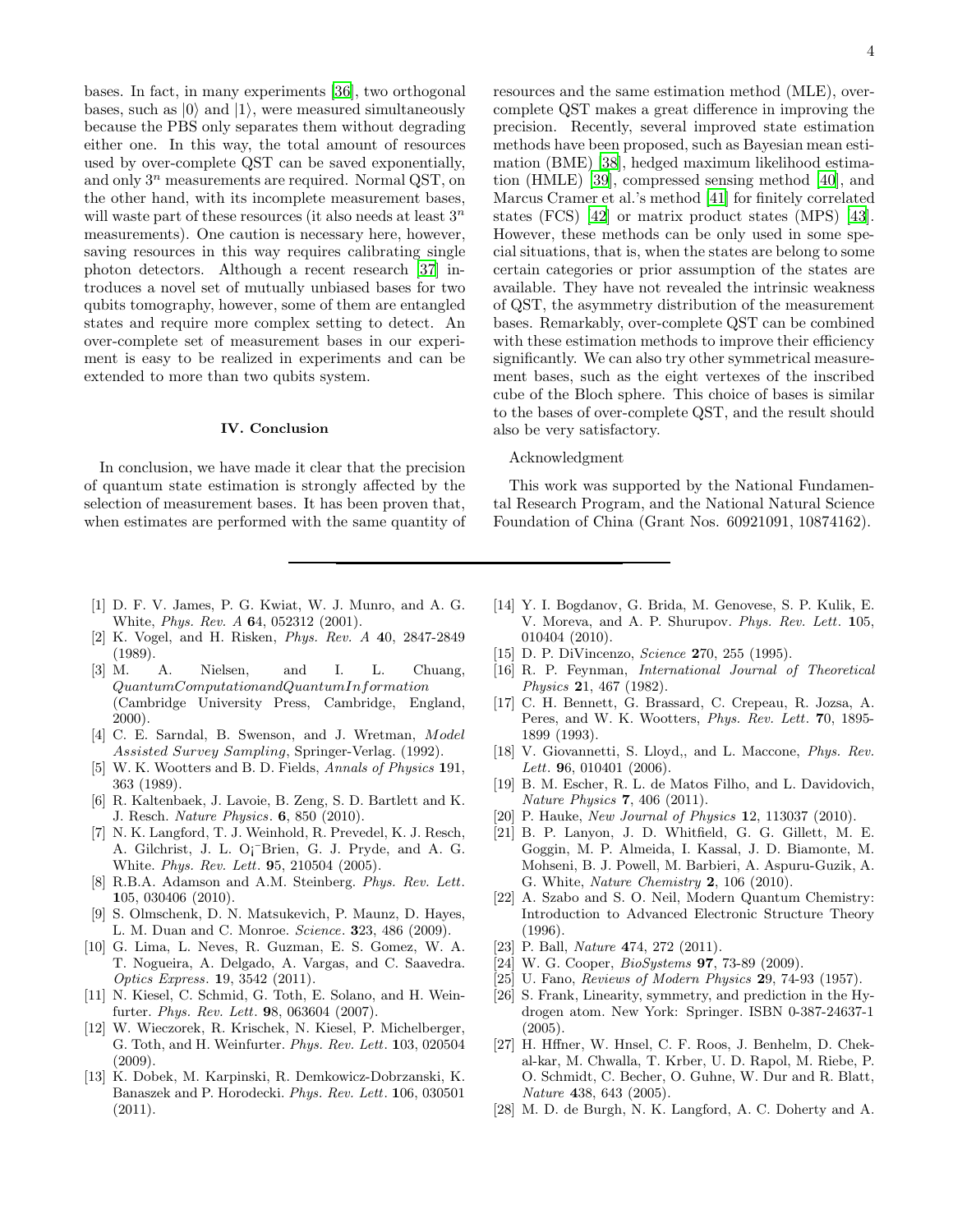bases. In fact, in many experiments [36], two orthogonal bases, such as $|0\rangle$ and $|1\rangle$, were measured simultaneously because the PBS only separates them without degrading either one. In this way, the total amount of resources used by over-complete QST can be saved exponentially, and only $3^n$ measurements are required. Normal QST, on the other hand, with its incomplete measurement bases, will waste part of these resources (it also needs at least $3^n$ measurements). One caution is necessary here, however, saving resources in this way requires calibrating single photon detectors. Although a recent research [37] introduces a novel set of mutually unbiased bases for two qubits tomography, however, some of them are entangled states and require more complex setting to detect. An over-complete set of measurement bases in our experiment is easy to be realized in experiments and can be extended to more than two qubits system.

## IV. Conclusion

In conclusion, we have made it clear that the precision of quantum state estimation is strongly affected by the selection of measurement bases. It has been proven that, when estimates are performed with the same quantity of resources and the same estimation method (MLE), over-complete QST makes a great difference in improving the precision. Recently, several improved state estimation methods have been proposed, such as Bayesian mean estimation (BME) [38], hedged maximum likelihood estimation (HMLE) [39], compressed sensing method [40], and Marcus Cramer et al.'s method [41] for finitely correlated states (FCS) [42] or matrix product states (MPS) [43]. However, these methods can be only used in some special situations, that is, when the states are belong to some certain categories or prior assumption of the states are available. They have not revealed the intrinsic weakness of QST, the asymmetry distribution of the measurement bases. Remarkably, over-complete QST can be combined with these estimation methods to improve their efficiency significantly. We can also try other symmetrical measurement bases, such as the eight vertexes of the inscribed cube of the Bloch sphere. This choice of bases is similar to the bases of over-complete QST, and the result should also be very satisfactory.

Acknowledgment

This work was supported by the National Fundamental Research Program, and the National Natural Science Foundation of China (Grant Nos. 60921091, 10874162).

---

[1] D. F. V. James, P. G. Kwiat, W. J. Munro, and A. G. White, *Phys. Rev. A* **6**4, 052312 (2001).

[2] K. Vogel, and H. Risken, *Phys. Rev. A* **4**0, 2847-2849 (1989).

[3] M. A. Nielsen, and I. L. Chuang, *QuantumComputationandQuantumInformation* (Cambridge University Press, Cambridge, England, 2000).

[4] C. E. Sarndal, B. Swenson, and J. Wretman, *Model Assisted Survey Sampling*, Springer-Verlag. (1992).

[5] W. K. Wootters and B. D. Fields, *Annals of Physics* **1**91, 363 (1989).

[6] R. Kaltenbaek, J. Lavoie, B. Zeng, S. D. Bartlett and K. J. Resch. *Nature Physics*. **6**, 850 (2010).

[7] N. K. Langford, T. J. Weinhold, R. Prevedel, K. J. Resch, A. Gilchrist, J. L. O¡¯Brien, G. J. Pryde, and A. G. White. *Phys. Rev. Lett*. **9**5, 210504 (2005).

[8] R.B.A. Adamson and A.M. Steinberg. *Phys. Rev. Lett*. **1**05, 030406 (2010).

[9] S. Olmschenk, D. N. Matsukevich, P. Maunz, D. Hayes, L. M. Duan and C. Monroe. *Science*. **3**23, 486 (2009).

[10] G. Lima, L. Neves, R. Guzman, E. S. Gomez, W. A. T. Nogueira, A. Delgado, A. Vargas, and C. Saavedra. *Optics Express*. **1**9, 3542 (2011).

[11] N. Kiesel, C. Schmid, G. Toth, E. Solano, and H. Weinfurter. *Phys. Rev. Lett*. **9**8, 063604 (2007).

[12] W. Wieczorek, R. Krischek, N. Kiesel, P. Michelberger, G. Toth, and H. Weinfurter. *Phys. Rev. Lett*. **1**03, 020504 (2009).

[13] K. Dobek, M. Karpinski, R. Demkowicz-Dobrzanski, K. Banaszek and P. Horodecki. *Phys. Rev. Lett*. **1**06, 030501 (2011).

[14] Y. I. Bogdanov, G. Brida, M. Genovese, S. P. Kulik, E. V. Moreva, and A. P. Shurupov. *Phys. Rev. Lett*. **1**05, 010404 (2010).

[15] D. P. DiVincenzo, *Science* **2**70, 255 (1995).

[16] R. P. Feynman, *International Journal of Theoretical Physics* **2**1, 467 (1982).

[17] C. H. Bennett, G. Brassard, C. Crepeau, R. Jozsa, A. Peres, and W. K. Wootters, *Phys. Rev. Lett*. **7**0, 1895-1899 (1993).

[18] V. Giovannetti, S. Lloyd,, and L. Maccone, *Phys. Rev. Lett*. **96**, 010401 (2006).

[19] B. M. Escher, R. L. de Matos Filho, and L. Davidovich, *Nature Physics* **7**, 406 (2011).

[20] P. Hauke, *New Journal of Physics* **1**2, 113037 (2010).

[21] B. P. Lanyon, J. D. Whitfield, G. G. Gillett, M. E. Goggin, M. P. Almeida, I. Kassal, J. D. Biamonte, M. Mohseni, B. J. Powell, M. Barbieri, A. Aspuru-Guzik, A. G. White, *Nature Chemistry* **2**, 106 (2010).

[22] A. Szabo and S. O. Neil, Modern Quantum Chemistry: Introduction to Advanced Electronic Structure Theory (1996).

[23] P. Ball, *Nature* **4**74, 272 (2011).

[24] W. G. Cooper, *BioSystems* **97**, 73-89 (2009).

[25] U. Fano, *Reviews of Modern Physics* **2**9, 74-93 (1957).

[26] S. Frank, Linearity, symmetry, and prediction in the Hydrogen atom. New York: Springer. ISBN 0-387-24637-1 (2005).

[27] H. Hffner, W. Hnsel, C. F. Roos, J. Benhelm, D. Chek-al-kar, M. Chwalla, T. Krber, U. D. Rapol, M. Riebe, P. O. Schmidt, C. Becher, O. Guhne, W. Dur and R. Blatt, *Nature* **4**38, 643 (2005).

[28] M. D. de Burgh, N. K. Langford, A. C. Doherty and A.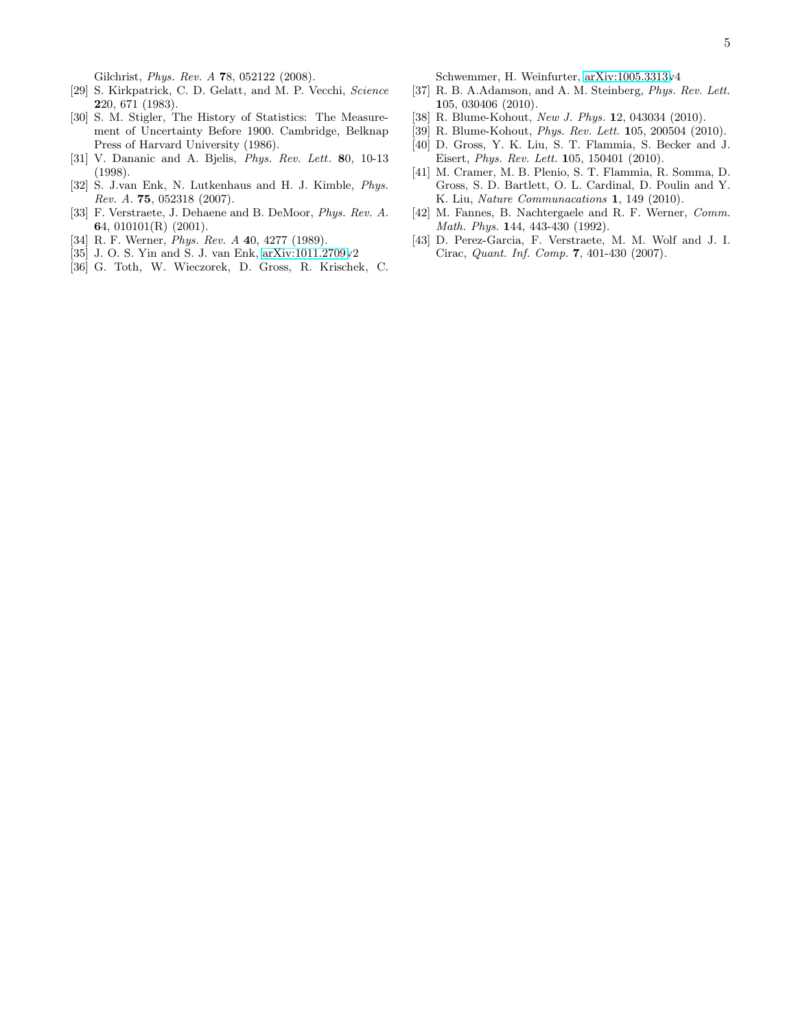Gilchrist, *Phys. Rev. A* **7**8, 052122 (2008).

[29] S. Kirkpatrick, C. D. Gelatt, and M. P. Vecchi, *Science* **2**20, 671 (1983).

[30] S. M. Stigler, The History of Statistics: The Measurement of Uncertainty Before 1900. Cambridge, Belknap Press of Harvard University (1986).

[31] V. Dananic and A. Bjelis, *Phys. Rev. Lett.* **8**0, 10-13 (1998).

[32] S. J.van Enk, N. Lutkenhaus and H. J. Kimble, *Phys. Rev. A.* **75**, 052318 (2007).

[33] F. Verstraete, J. Dehaene and B. DeMoor, *Phys. Rev. A.* **6**4, 010101(R) (2001).

[34] R. F. Werner, *Phys. Rev. A* **4**0, 4277 (1989).

[35] J. O. S. Yin and S. J. van Enk, arXiv:1011.2709v2

[36] G. Toth, W. Wieczorek, D. Gross, R. Krischek, C. Schwemmer, H. Weinfurter, arXiv:1005.3313v4

[37] R. B. A.Adamson, and A. M. Steinberg, *Phys. Rev. Lett.* **1**05, 030406 (2010).

[38] R. Blume-Kohout, *New J. Phys.* **1**2, 043034 (2010).

[39] R. Blume-Kohout, *Phys. Rev. Lett.* **1**05, 200504 (2010).

[40] D. Gross, Y. K. Liu, S. T. Flammia, S. Becker and J. Eisert, *Phys. Rev. Lett.* **1**05, 150401 (2010).

[41] M. Cramer, M. B. Plenio, S. T. Flammia, R. Somma, D. Gross, S. D. Bartlett, O. L. Cardinal, D. Poulin and Y. K. Liu, *Nature Communacations* **1**, 149 (2010).

[42] M. Fannes, B. Nachtergaele and R. F. Werner, *Comm. Math. Phys.* **1**44, 443-430 (1992).

[43] D. Perez-Garcia, F. Verstraete, M. M. Wolf and J. I. Cirac, *Quant. Inf. Comp.* **7**, 401-430 (2007).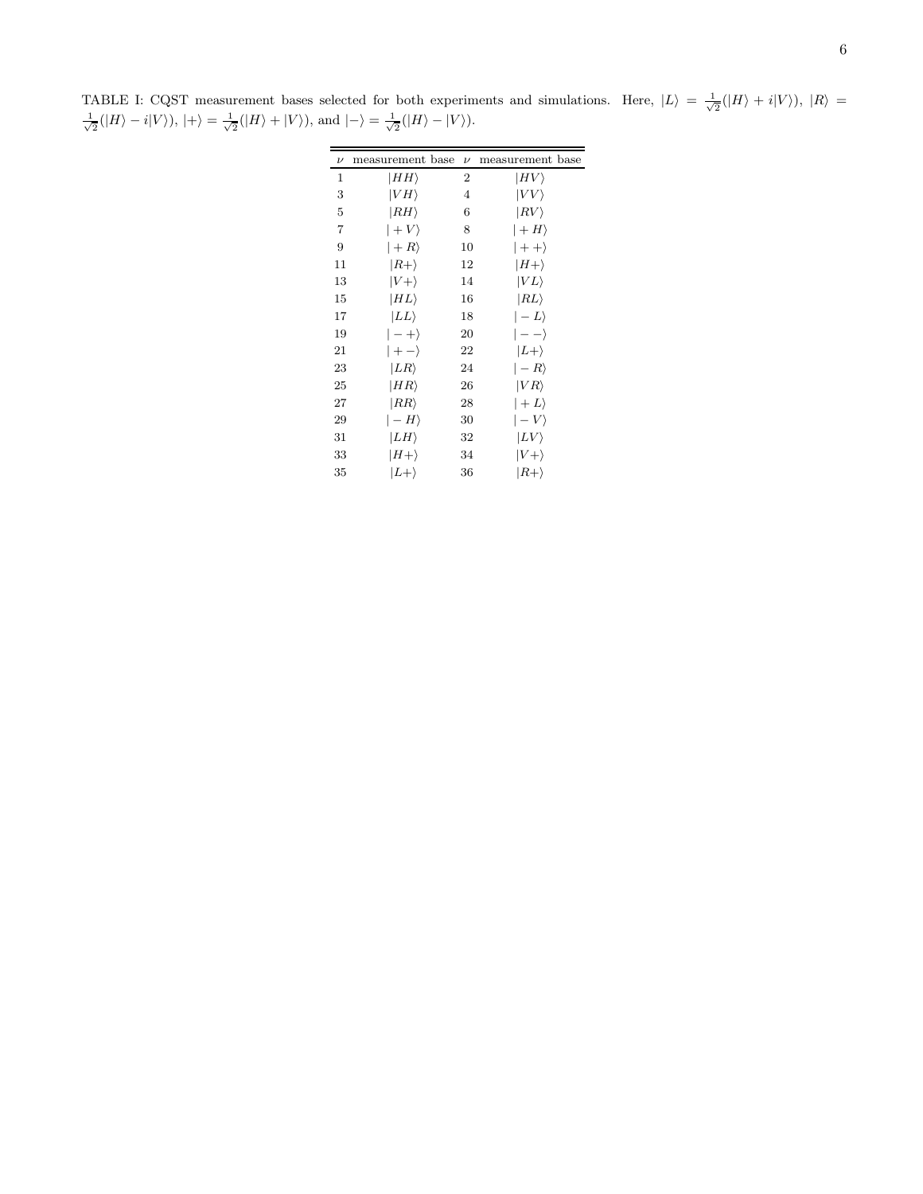TABLE I: CQST measurement bases selected for both experiments and simulations. Here, $|L\rangle = \frac{1}{\sqrt{2}}(|H\rangle + i|V\rangle)$, $|R\rangle = \frac{1}{\sqrt{2}}(|H\rangle - i|V\rangle)$, $|+\rangle = \frac{1}{\sqrt{2}}(|H\rangle + |V\rangle)$, and $|-\rangle = \frac{1}{\sqrt{2}}(|H\rangle - |V\rangle)$.

| $\nu$ | measurement base | $\nu$ | measurement base |
|---|---|---|---|
| 1 | $\|HH\rangle$ | 2 | $\|HV\rangle$ |
| 3 | $\|VH\rangle$ | 4 | $\|VV\rangle$ |
| 5 | $\|RH\rangle$ | 6 | $\|RV\rangle$ |
| 7 | $\|+V\rangle$ | 8 | $\|+H\rangle$ |
| 9 | $\|+R\rangle$ | 10 | $\|++\rangle$ |
| 11 | $\|R+\rangle$ | 12 | $\|H+\rangle$ |
| 13 | $\|V+\rangle$ | 14 | $\|VL\rangle$ |
| 15 | $\|HL\rangle$ | 16 | $\|RL\rangle$ |
| 17 | $\|LL\rangle$ | 18 | $\|-L\rangle$ |
| 19 | $\|-+\rangle$ | 20 | $\|--\rangle$ |
| 21 | $\|+-\rangle$ | 22 | $\|L+\rangle$ |
| 23 | $\|LR\rangle$ | 24 | $\|-R\rangle$ |
| 25 | $\|HR\rangle$ | 26 | $\|VR\rangle$ |
| 27 | $\|RR\rangle$ | 28 | $\|+L\rangle$ |
| 29 | $\|-H\rangle$ | 30 | $\|-V\rangle$ |
| 31 | $\|LH\rangle$ | 32 | $\|LV\rangle$ |
| 33 | $\|H+\rangle$ | 34 | $\|V+\rangle$ |
| 35 | $\|L+\rangle$ | 36 | $\|R+\rangle$ |